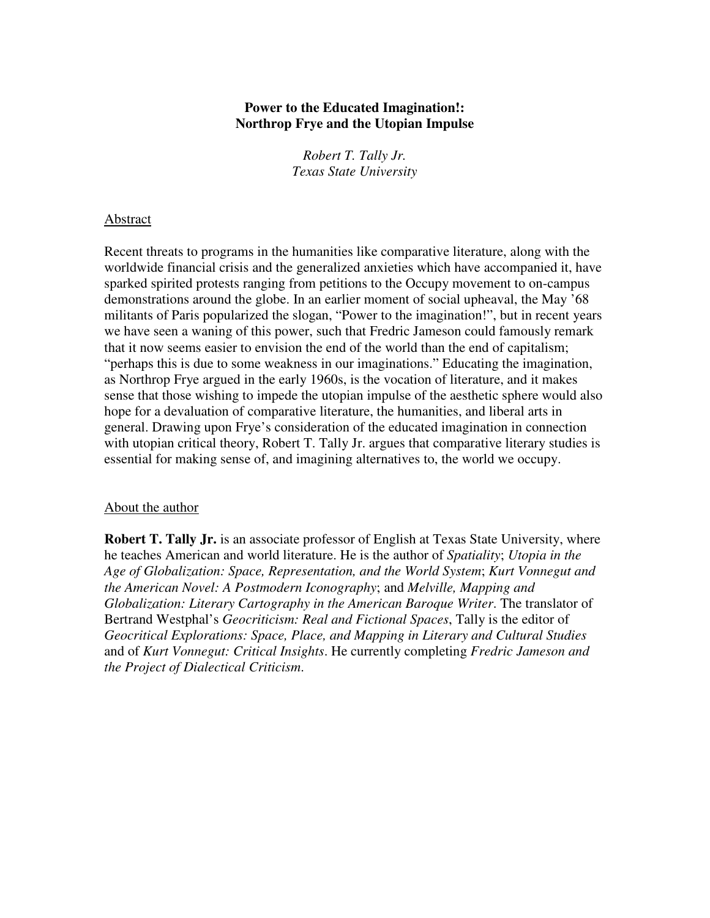**Power to the Educated Imagination!: Northrop Frye and the Utopian Impulse**

*Robert T. Tally Jr.*
*Texas State University*

Abstract

Recent threats to programs in the humanities like comparative literature, along with the worldwide financial crisis and the generalized anxieties which have accompanied it, have sparked spirited protests ranging from petitions to the Occupy movement to on-campus demonstrations around the globe. In an earlier moment of social upheaval, the May '68 militants of Paris popularized the slogan, "Power to the imagination!", but in recent years we have seen a waning of this power, such that Fredric Jameson could famously remark that it now seems easier to envision the end of the world than the end of capitalism; "perhaps this is due to some weakness in our imaginations." Educating the imagination, as Northrop Frye argued in the early 1960s, is the vocation of literature, and it makes sense that those wishing to impede the utopian impulse of the aesthetic sphere would also hope for a devaluation of comparative literature, the humanities, and liberal arts in general. Drawing upon Frye's consideration of the educated imagination in connection with utopian critical theory, Robert T. Tally Jr. argues that comparative literary studies is essential for making sense of, and imagining alternatives to, the world we occupy.

About the author

**Robert T. Tally Jr.** is an associate professor of English at Texas State University, where he teaches American and world literature. He is the author of *Spatiality*; *Utopia in the Age of Globalization: Space, Representation, and the World System*; *Kurt Vonnegut and the American Novel: A Postmodern Iconography*; and *Melville, Mapping and Globalization: Literary Cartography in the American Baroque Writer*. The translator of Bertrand Westphal's *Geocriticism: Real and Fictional Spaces*, Tally is the editor of *Geocritical Explorations: Space, Place, and Mapping in Literary and Cultural Studies* and of *Kurt Vonnegut: Critical Insights*. He currently completing *Fredric Jameson and the Project of Dialectical Criticism*.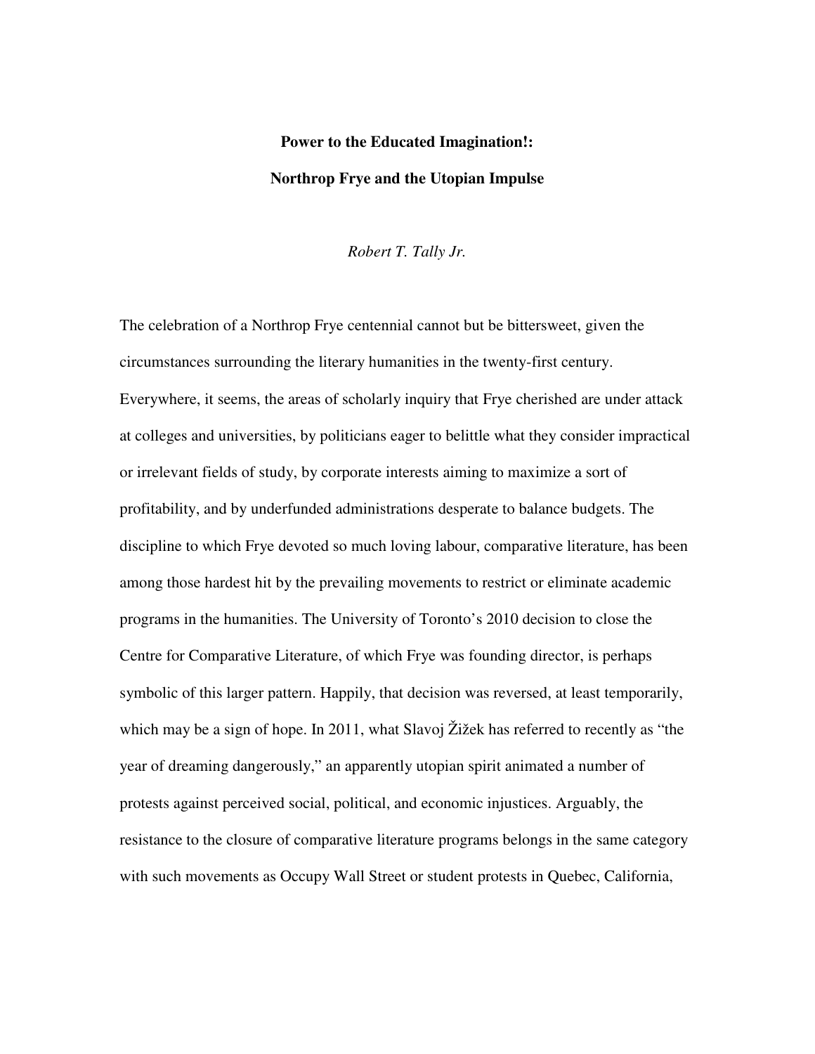**Power to the Educated Imagination!:**

**Northrop Frye and the Utopian Impulse**

*Robert T. Tally Jr.*

The celebration of a Northrop Frye centennial cannot but be bittersweet, given the circumstances surrounding the literary humanities in the twenty-first century. Everywhere, it seems, the areas of scholarly inquiry that Frye cherished are under attack at colleges and universities, by politicians eager to belittle what they consider impractical or irrelevant fields of study, by corporate interests aiming to maximize a sort of profitability, and by underfunded administrations desperate to balance budgets. The discipline to which Frye devoted so much loving labour, comparative literature, has been among those hardest hit by the prevailing movements to restrict or eliminate academic programs in the humanities. The University of Toronto's 2010 decision to close the Centre for Comparative Literature, of which Frye was founding director, is perhaps symbolic of this larger pattern. Happily, that decision was reversed, at least temporarily, which may be a sign of hope. In 2011, what Slavoj Žižek has referred to recently as "the year of dreaming dangerously," an apparently utopian spirit animated a number of protests against perceived social, political, and economic injustices. Arguably, the resistance to the closure of comparative literature programs belongs in the same category with such movements as Occupy Wall Street or student protests in Quebec, California,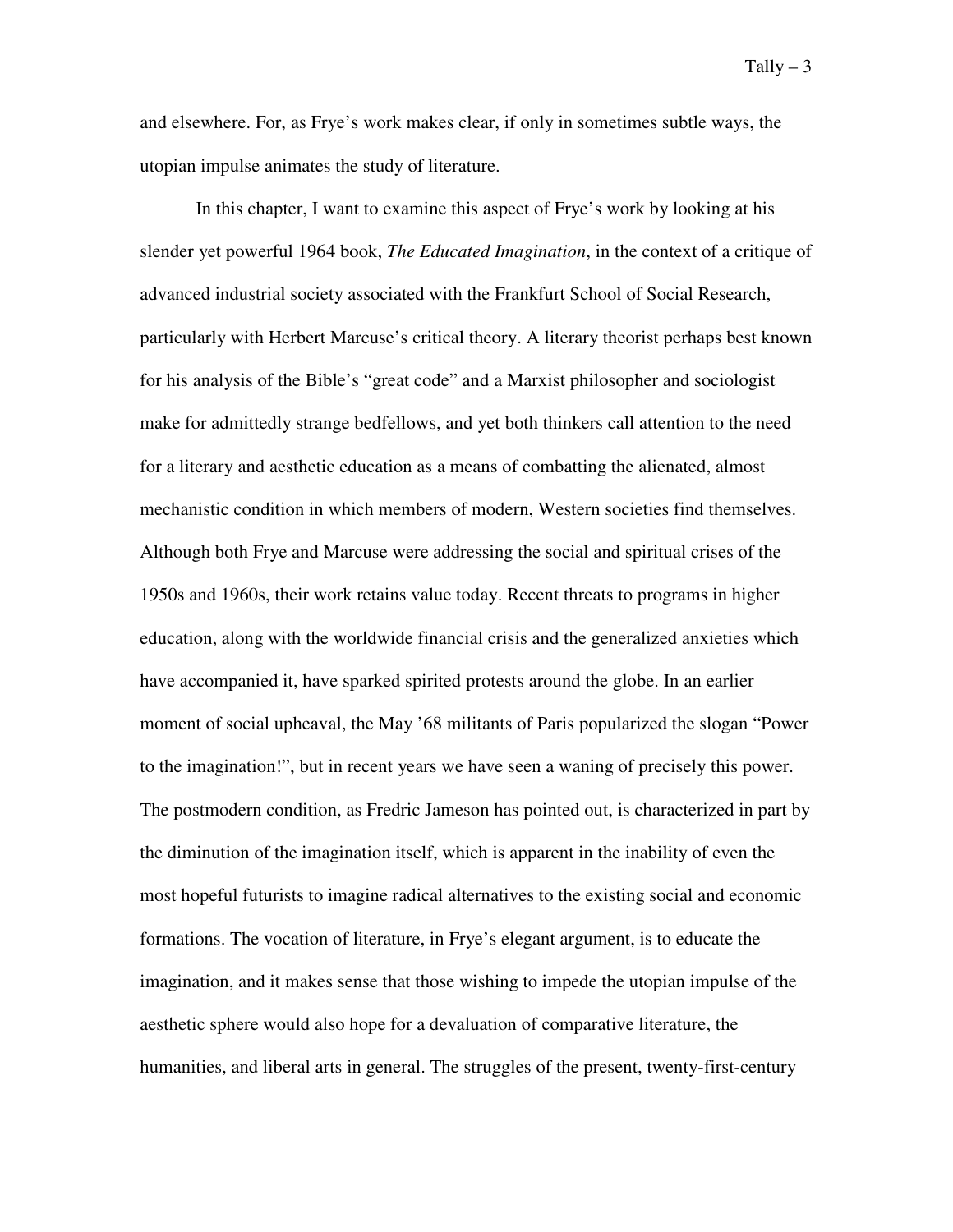and elsewhere. For, as Frye's work makes clear, if only in sometimes subtle ways, the utopian impulse animates the study of literature.

In this chapter, I want to examine this aspect of Frye's work by looking at his slender yet powerful 1964 book, *The Educated Imagination*, in the context of a critique of advanced industrial society associated with the Frankfurt School of Social Research, particularly with Herbert Marcuse's critical theory. A literary theorist perhaps best known for his analysis of the Bible's "great code" and a Marxist philosopher and sociologist make for admittedly strange bedfellows, and yet both thinkers call attention to the need for a literary and aesthetic education as a means of combatting the alienated, almost mechanistic condition in which members of modern, Western societies find themselves. Although both Frye and Marcuse were addressing the social and spiritual crises of the 1950s and 1960s, their work retains value today. Recent threats to programs in higher education, along with the worldwide financial crisis and the generalized anxieties which have accompanied it, have sparked spirited protests around the globe. In an earlier moment of social upheaval, the May '68 militants of Paris popularized the slogan "Power to the imagination!", but in recent years we have seen a waning of precisely this power. The postmodern condition, as Fredric Jameson has pointed out, is characterized in part by the diminution of the imagination itself, which is apparent in the inability of even the most hopeful futurists to imagine radical alternatives to the existing social and economic formations. The vocation of literature, in Frye's elegant argument, is to educate the imagination, and it makes sense that those wishing to impede the utopian impulse of the aesthetic sphere would also hope for a devaluation of comparative literature, the humanities, and liberal arts in general. The struggles of the present, twenty-first-century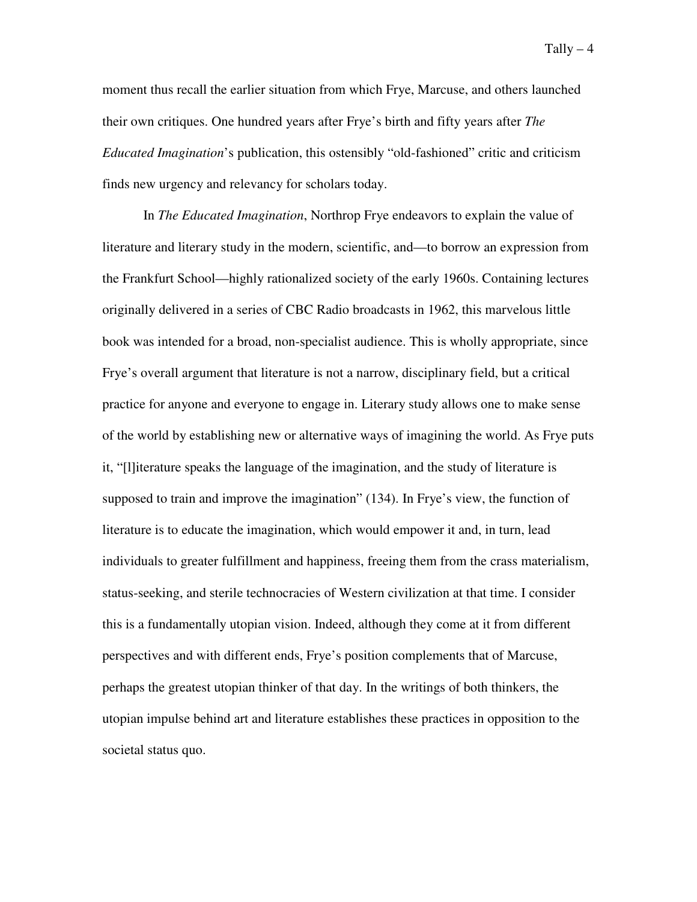moment thus recall the earlier situation from which Frye, Marcuse, and others launched their own critiques. One hundred years after Frye's birth and fifty years after *The Educated Imagination*'s publication, this ostensibly "old-fashioned" critic and criticism finds new urgency and relevancy for scholars today.

In *The Educated Imagination*, Northrop Frye endeavors to explain the value of literature and literary study in the modern, scientific, and—to borrow an expression from the Frankfurt School—highly rationalized society of the early 1960s. Containing lectures originally delivered in a series of CBC Radio broadcasts in 1962, this marvelous little book was intended for a broad, non-specialist audience. This is wholly appropriate, since Frye's overall argument that literature is not a narrow, disciplinary field, but a critical practice for anyone and everyone to engage in. Literary study allows one to make sense of the world by establishing new or alternative ways of imagining the world. As Frye puts it, "[l]iterature speaks the language of the imagination, and the study of literature is supposed to train and improve the imagination" (134). In Frye's view, the function of literature is to educate the imagination, which would empower it and, in turn, lead individuals to greater fulfillment and happiness, freeing them from the crass materialism, status-seeking, and sterile technocracies of Western civilization at that time. I consider this is a fundamentally utopian vision. Indeed, although they come at it from different perspectives and with different ends, Frye's position complements that of Marcuse, perhaps the greatest utopian thinker of that day. In the writings of both thinkers, the utopian impulse behind art and literature establishes these practices in opposition to the societal status quo.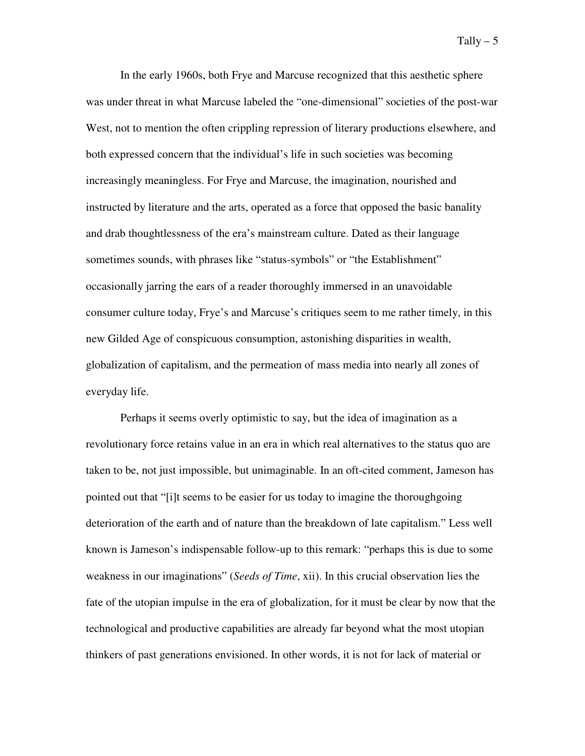In the early 1960s, both Frye and Marcuse recognized that this aesthetic sphere was under threat in what Marcuse labeled the "one-dimensional" societies of the post-war West, not to mention the often crippling repression of literary productions elsewhere, and both expressed concern that the individual's life in such societies was becoming increasingly meaningless. For Frye and Marcuse, the imagination, nourished and instructed by literature and the arts, operated as a force that opposed the basic banality and drab thoughtlessness of the era's mainstream culture. Dated as their language sometimes sounds, with phrases like "status-symbols" or "the Establishment" occasionally jarring the ears of a reader thoroughly immersed in an unavoidable consumer culture today, Frye's and Marcuse's critiques seem to me rather timely, in this new Gilded Age of conspicuous consumption, astonishing disparities in wealth, globalization of capitalism, and the permeation of mass media into nearly all zones of everyday life.

Perhaps it seems overly optimistic to say, but the idea of imagination as a revolutionary force retains value in an era in which real alternatives to the status quo are taken to be, not just impossible, but unimaginable. In an oft-cited comment, Jameson has pointed out that "[i]t seems to be easier for us today to imagine the thoroughgoing deterioration of the earth and of nature than the breakdown of late capitalism." Less well known is Jameson's indispensable follow-up to this remark: "perhaps this is due to some weakness in our imaginations" (*Seeds of Time*, xii). In this crucial observation lies the fate of the utopian impulse in the era of globalization, for it must be clear by now that the technological and productive capabilities are already far beyond what the most utopian thinkers of past generations envisioned. In other words, it is not for lack of material or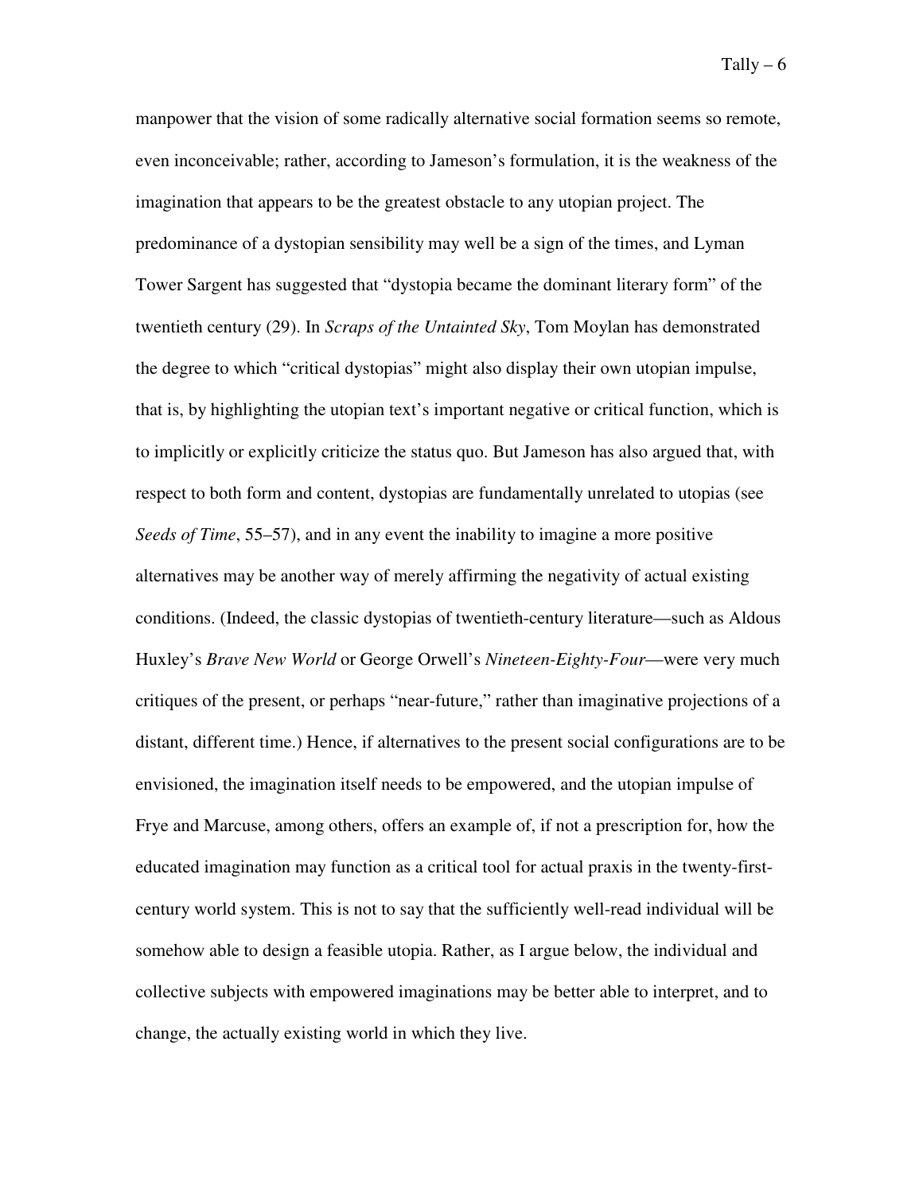manpower that the vision of some radically alternative social formation seems so remote, even inconceivable; rather, according to Jameson's formulation, it is the weakness of the imagination that appears to be the greatest obstacle to any utopian project. The predominance of a dystopian sensibility may well be a sign of the times, and Lyman Tower Sargent has suggested that "dystopia became the dominant literary form" of the twentieth century (29). In *Scraps of the Untainted Sky*, Tom Moylan has demonstrated the degree to which "critical dystopias" might also display their own utopian impulse, that is, by highlighting the utopian text's important negative or critical function, which is to implicitly or explicitly criticize the status quo. But Jameson has also argued that, with respect to both form and content, dystopias are fundamentally unrelated to utopias (see *Seeds of Time*, 55–57), and in any event the inability to imagine a more positive alternatives may be another way of merely affirming the negativity of actual existing conditions. (Indeed, the classic dystopias of twentieth-century literature—such as Aldous Huxley's *Brave New World* or George Orwell's *Nineteen-Eighty-Four*—were very much critiques of the present, or perhaps "near-future," rather than imaginative projections of a distant, different time.) Hence, if alternatives to the present social configurations are to be envisioned, the imagination itself needs to be empowered, and the utopian impulse of Frye and Marcuse, among others, offers an example of, if not a prescription for, how the educated imagination may function as a critical tool for actual praxis in the twenty-first-century world system. This is not to say that the sufficiently well-read individual will be somehow able to design a feasible utopia. Rather, as I argue below, the individual and collective subjects with empowered imaginations may be better able to interpret, and to change, the actually existing world in which they live.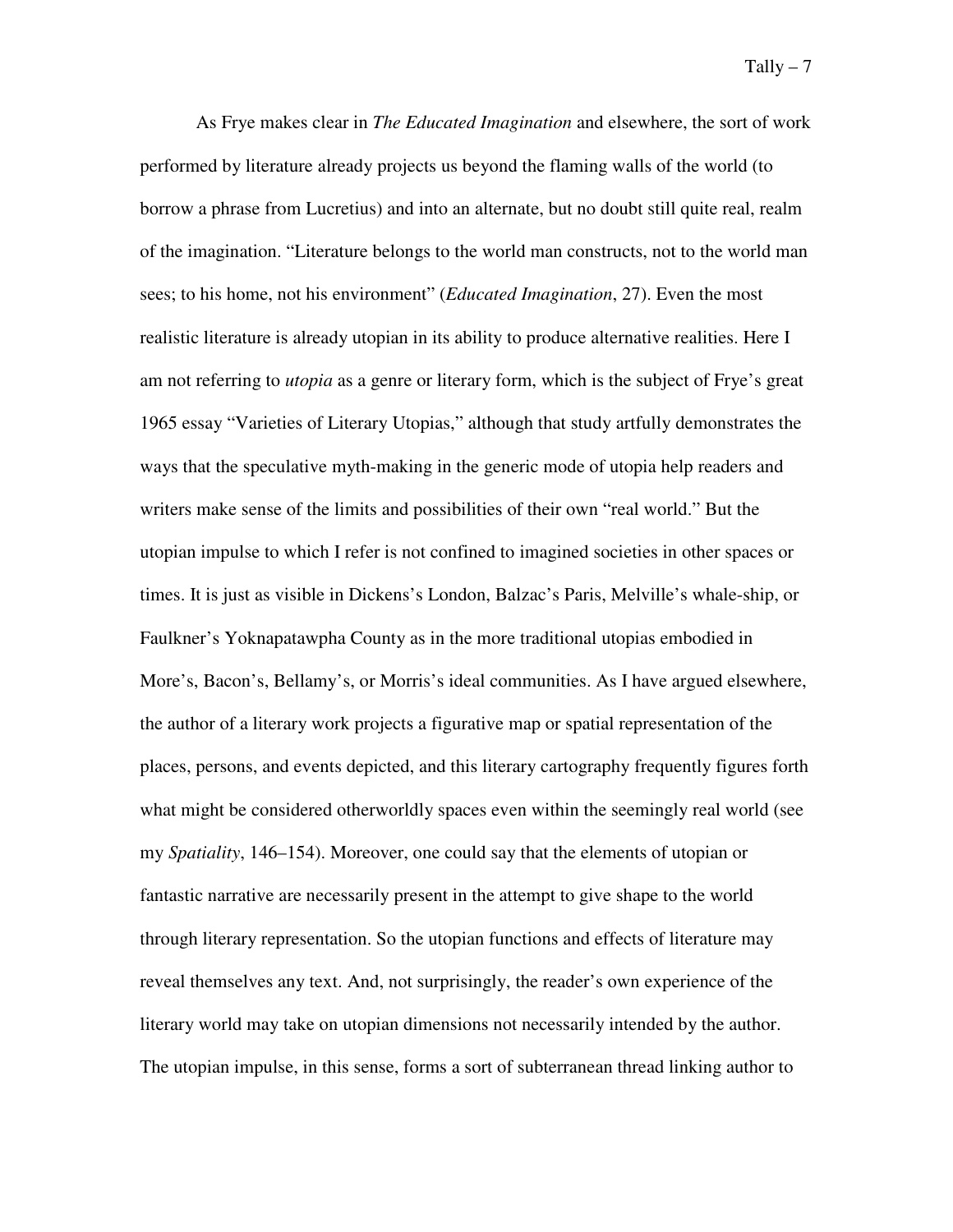As Frye makes clear in *The Educated Imagination* and elsewhere, the sort of work performed by literature already projects us beyond the flaming walls of the world (to borrow a phrase from Lucretius) and into an alternate, but no doubt still quite real, realm of the imagination. "Literature belongs to the world man constructs, not to the world man sees; to his home, not his environment" (*Educated Imagination*, 27). Even the most realistic literature is already utopian in its ability to produce alternative realities. Here I am not referring to *utopia* as a genre or literary form, which is the subject of Frye's great 1965 essay "Varieties of Literary Utopias," although that study artfully demonstrates the ways that the speculative myth-making in the generic mode of utopia help readers and writers make sense of the limits and possibilities of their own "real world." But the utopian impulse to which I refer is not confined to imagined societies in other spaces or times. It is just as visible in Dickens's London, Balzac's Paris, Melville's whale-ship, or Faulkner's Yoknapatawpha County as in the more traditional utopias embodied in More's, Bacon's, Bellamy's, or Morris's ideal communities. As I have argued elsewhere, the author of a literary work projects a figurative map or spatial representation of the places, persons, and events depicted, and this literary cartography frequently figures forth what might be considered otherworldly spaces even within the seemingly real world (see my *Spatiality*, 146–154). Moreover, one could say that the elements of utopian or fantastic narrative are necessarily present in the attempt to give shape to the world through literary representation. So the utopian functions and effects of literature may reveal themselves any text. And, not surprisingly, the reader's own experience of the literary world may take on utopian dimensions not necessarily intended by the author. The utopian impulse, in this sense, forms a sort of subterranean thread linking author to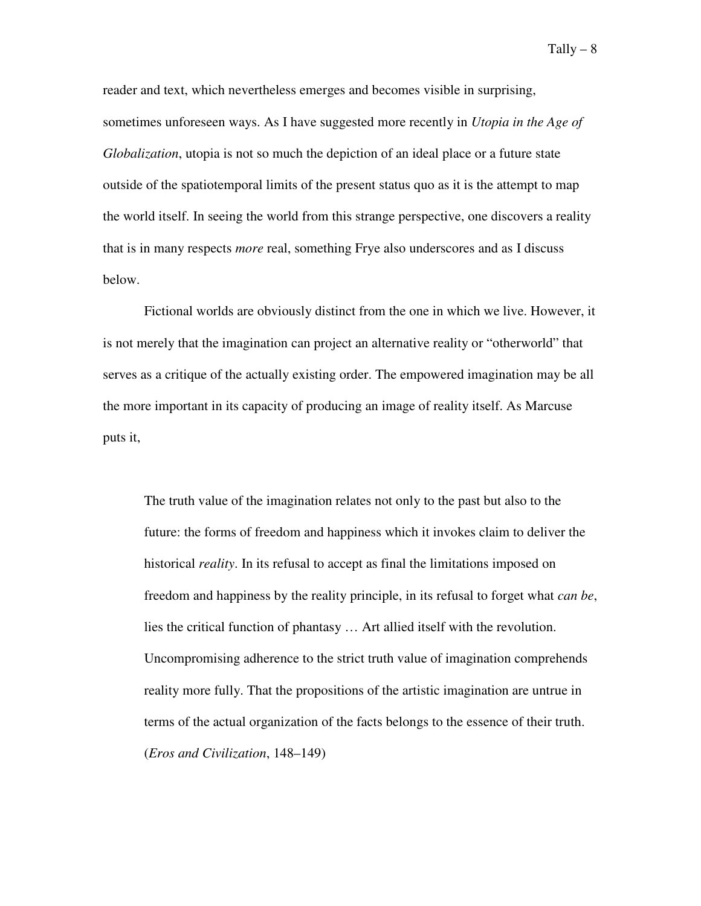reader and text, which nevertheless emerges and becomes visible in surprising, sometimes unforeseen ways. As I have suggested more recently in *Utopia in the Age of Globalization*, utopia is not so much the depiction of an ideal place or a future state outside of the spatiotemporal limits of the present status quo as it is the attempt to map the world itself. In seeing the world from this strange perspective, one discovers a reality that is in many respects *more* real, something Frye also underscores and as I discuss below.

Fictional worlds are obviously distinct from the one in which we live. However, it is not merely that the imagination can project an alternative reality or "otherworld" that serves as a critique of the actually existing order. The empowered imagination may be all the more important in its capacity of producing an image of reality itself. As Marcuse puts it,

> The truth value of the imagination relates not only to the past but also to the future: the forms of freedom and happiness which it invokes claim to deliver the historical *reality*. In its refusal to accept as final the limitations imposed on freedom and happiness by the reality principle, in its refusal to forget what *can be*, lies the critical function of phantasy … Art allied itself with the revolution. Uncompromising adherence to the strict truth value of imagination comprehends reality more fully. That the propositions of the artistic imagination are untrue in terms of the actual organization of the facts belongs to the essence of their truth. (*Eros and Civilization*, 148–149)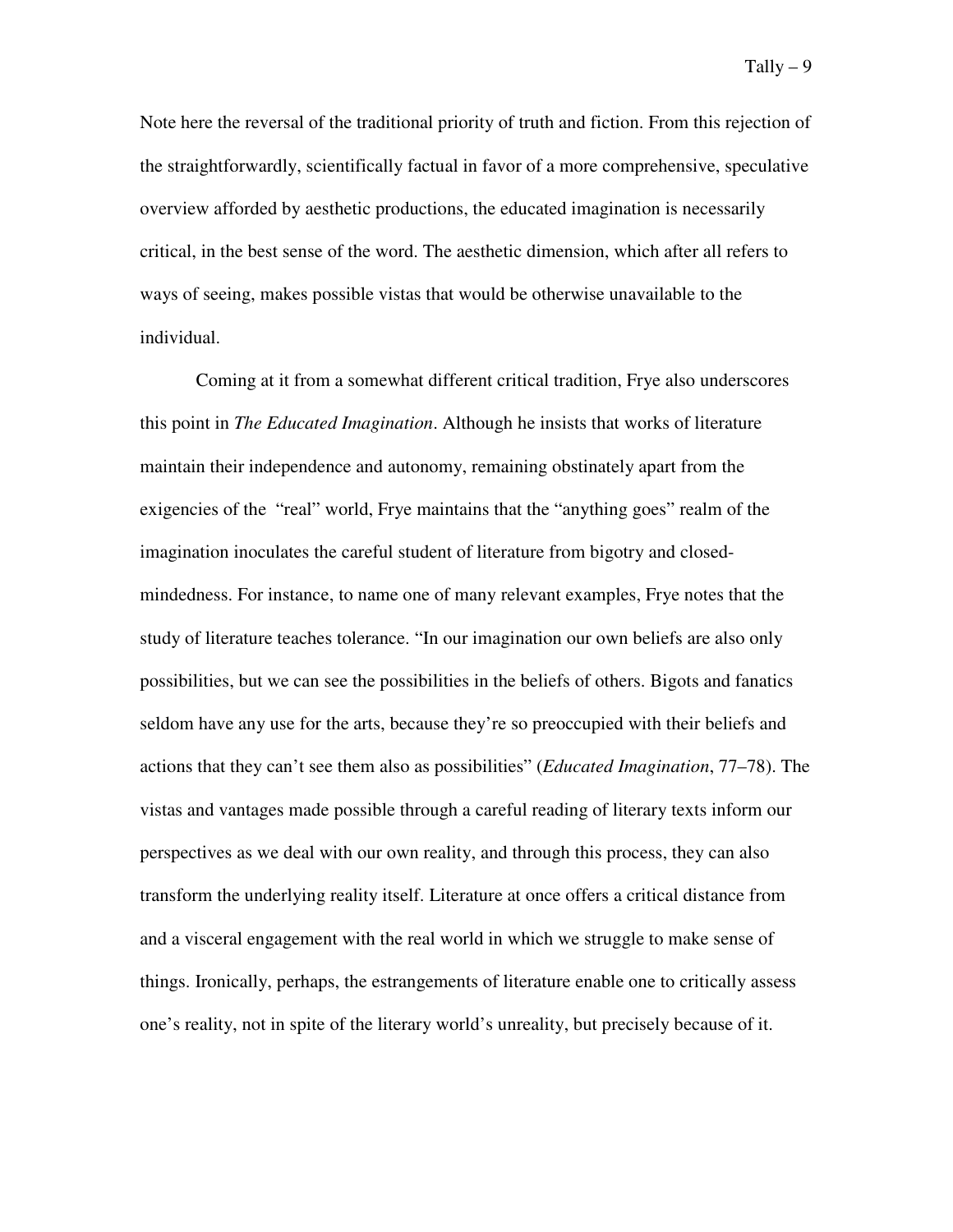Note here the reversal of the traditional priority of truth and fiction. From this rejection of the straightforwardly, scientifically factual in favor of a more comprehensive, speculative overview afforded by aesthetic productions, the educated imagination is necessarily critical, in the best sense of the word. The aesthetic dimension, which after all refers to ways of seeing, makes possible vistas that would be otherwise unavailable to the individual.

Coming at it from a somewhat different critical tradition, Frye also underscores this point in *The Educated Imagination*. Although he insists that works of literature maintain their independence and autonomy, remaining obstinately apart from the exigencies of the "real" world, Frye maintains that the "anything goes" realm of the imagination inoculates the careful student of literature from bigotry and closed-mindedness. For instance, to name one of many relevant examples, Frye notes that the study of literature teaches tolerance. "In our imagination our own beliefs are also only possibilities, but we can see the possibilities in the beliefs of others. Bigots and fanatics seldom have any use for the arts, because they're so preoccupied with their beliefs and actions that they can't see them also as possibilities" (*Educated Imagination*, 77–78). The vistas and vantages made possible through a careful reading of literary texts inform our perspectives as we deal with our own reality, and through this process, they can also transform the underlying reality itself. Literature at once offers a critical distance from and a visceral engagement with the real world in which we struggle to make sense of things. Ironically, perhaps, the estrangements of literature enable one to critically assess one's reality, not in spite of the literary world's unreality, but precisely because of it.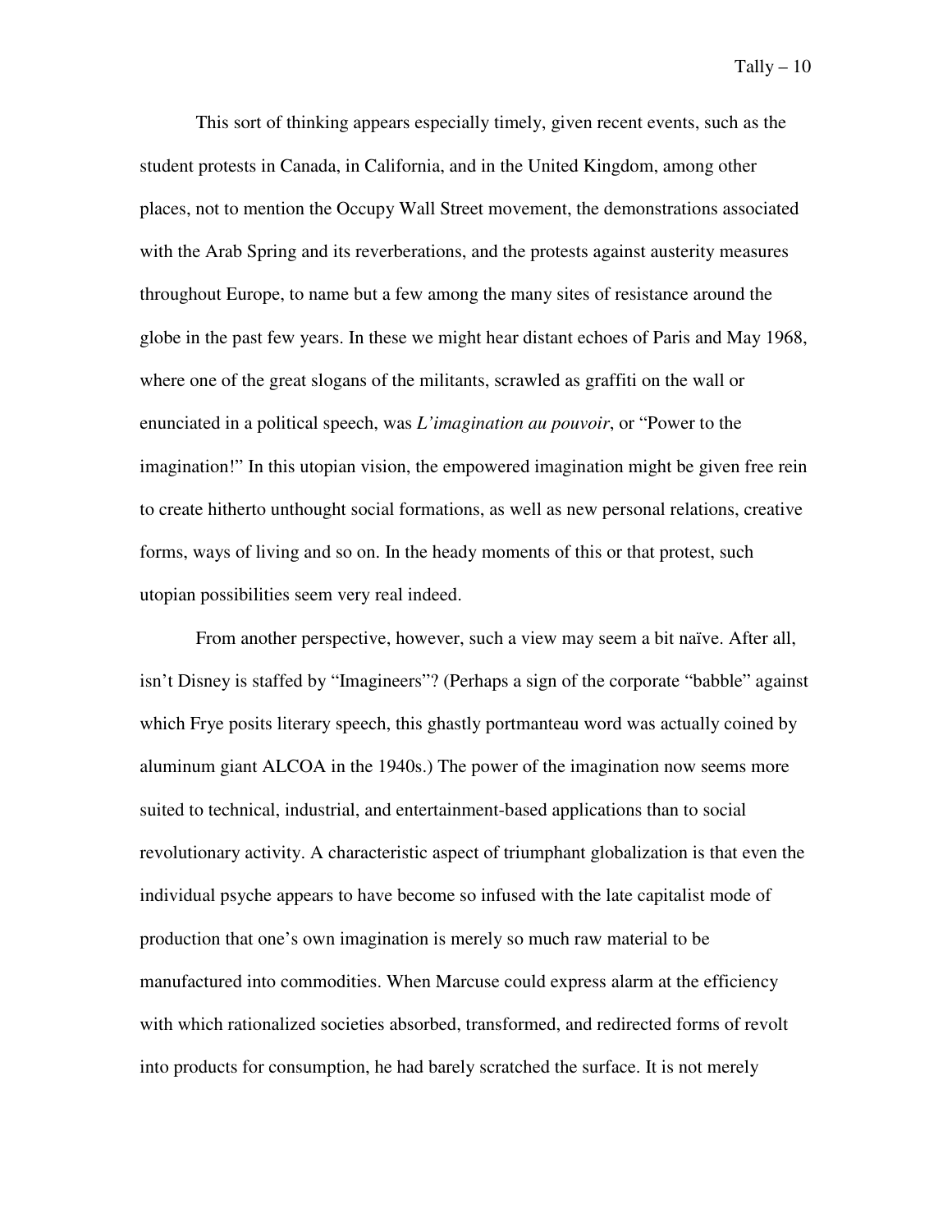This sort of thinking appears especially timely, given recent events, such as the student protests in Canada, in California, and in the United Kingdom, among other places, not to mention the Occupy Wall Street movement, the demonstrations associated with the Arab Spring and its reverberations, and the protests against austerity measures throughout Europe, to name but a few among the many sites of resistance around the globe in the past few years. In these we might hear distant echoes of Paris and May 1968, where one of the great slogans of the militants, scrawled as graffiti on the wall or enunciated in a political speech, was *L'imagination au pouvoir*, or "Power to the imagination!" In this utopian vision, the empowered imagination might be given free rein to create hitherto unthought social formations, as well as new personal relations, creative forms, ways of living and so on. In the heady moments of this or that protest, such utopian possibilities seem very real indeed.

From another perspective, however, such a view may seem a bit naïve. After all, isn't Disney is staffed by "Imagineers"? (Perhaps a sign of the corporate "babble" against which Frye posits literary speech, this ghastly portmanteau word was actually coined by aluminum giant ALCOA in the 1940s.) The power of the imagination now seems more suited to technical, industrial, and entertainment-based applications than to social revolutionary activity. A characteristic aspect of triumphant globalization is that even the individual psyche appears to have become so infused with the late capitalist mode of production that one's own imagination is merely so much raw material to be manufactured into commodities. When Marcuse could express alarm at the efficiency with which rationalized societies absorbed, transformed, and redirected forms of revolt into products for consumption, he had barely scratched the surface. It is not merely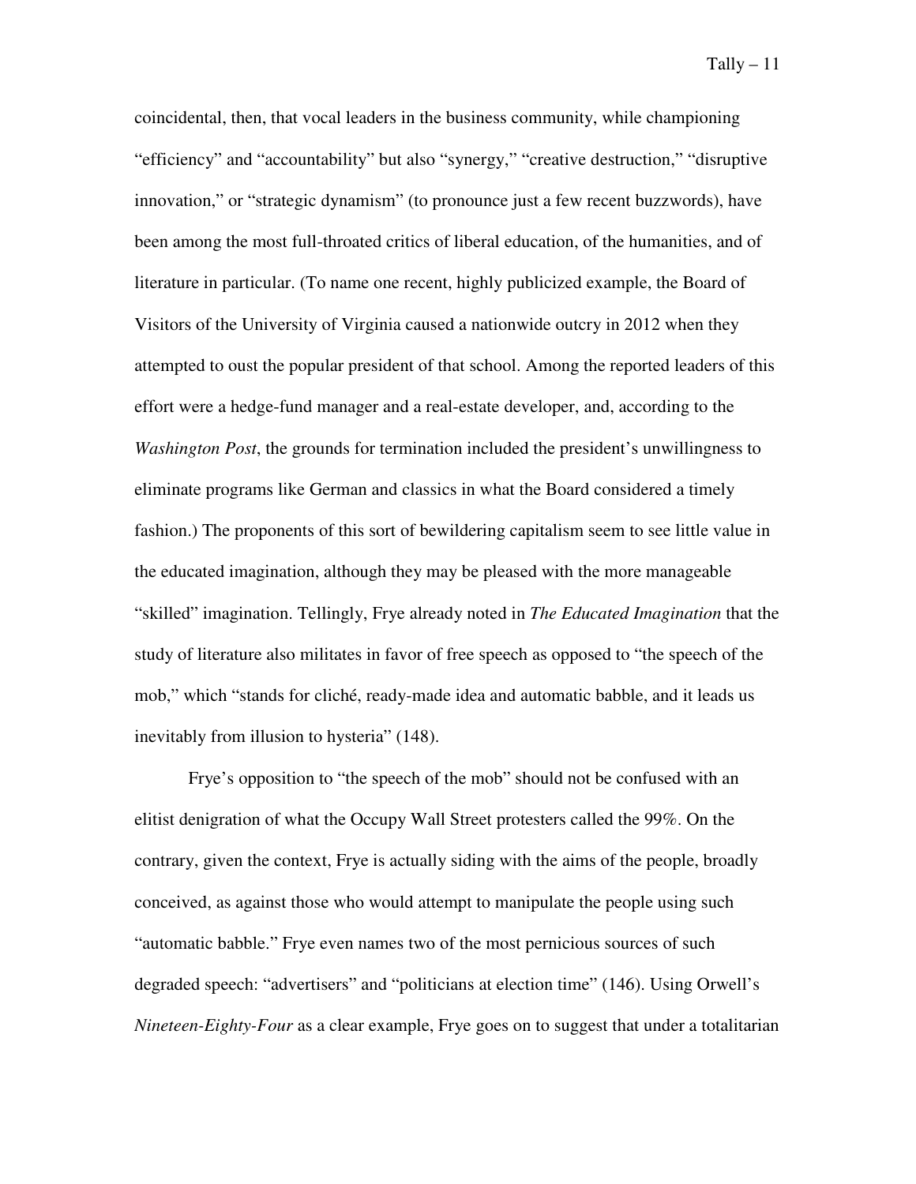coincidental, then, that vocal leaders in the business community, while championing "efficiency" and "accountability" but also "synergy," "creative destruction," "disruptive innovation," or "strategic dynamism" (to pronounce just a few recent buzzwords), have been among the most full-throated critics of liberal education, of the humanities, and of literature in particular. (To name one recent, highly publicized example, the Board of Visitors of the University of Virginia caused a nationwide outcry in 2012 when they attempted to oust the popular president of that school. Among the reported leaders of this effort were a hedge-fund manager and a real-estate developer, and, according to the *Washington Post*, the grounds for termination included the president's unwillingness to eliminate programs like German and classics in what the Board considered a timely fashion.) The proponents of this sort of bewildering capitalism seem to see little value in the educated imagination, although they may be pleased with the more manageable "skilled" imagination. Tellingly, Frye already noted in *The Educated Imagination* that the study of literature also militates in favor of free speech as opposed to "the speech of the mob," which "stands for cliché, ready-made idea and automatic babble, and it leads us inevitably from illusion to hysteria" (148).

Frye's opposition to "the speech of the mob" should not be confused with an elitist denigration of what the Occupy Wall Street protesters called the 99%. On the contrary, given the context, Frye is actually siding with the aims of the people, broadly conceived, as against those who would attempt to manipulate the people using such "automatic babble." Frye even names two of the most pernicious sources of such degraded speech: "advertisers" and "politicians at election time" (146). Using Orwell's *Nineteen-Eighty-Four* as a clear example, Frye goes on to suggest that under a totalitarian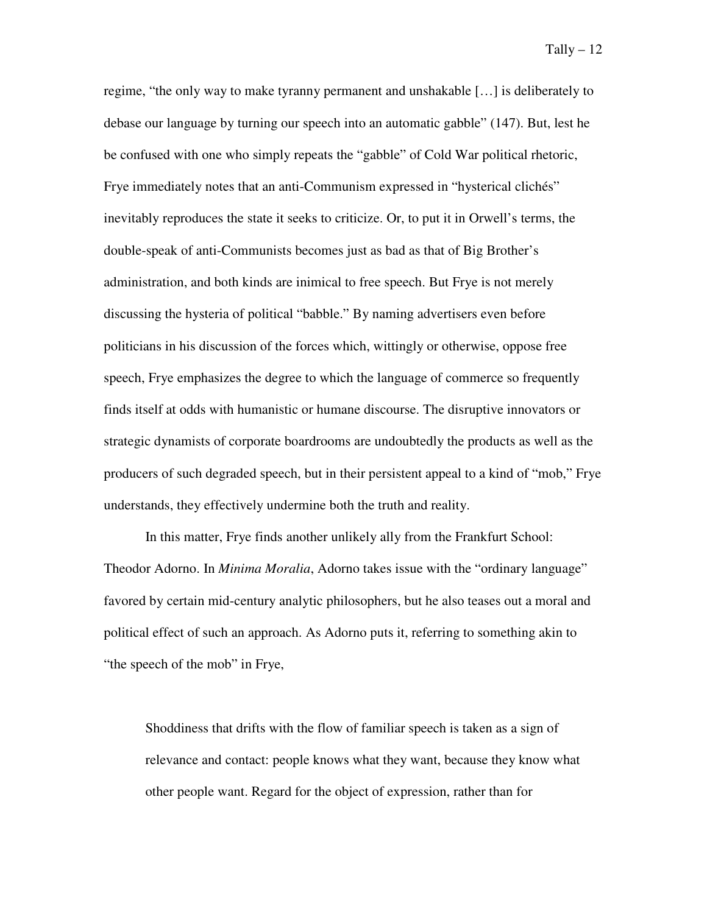regime, "the only way to make tyranny permanent and unshakable […] is deliberately to debase our language by turning our speech into an automatic gabble" (147). But, lest he be confused with one who simply repeats the "gabble" of Cold War political rhetoric, Frye immediately notes that an anti-Communism expressed in "hysterical clichés" inevitably reproduces the state it seeks to criticize. Or, to put it in Orwell's terms, the double-speak of anti-Communists becomes just as bad as that of Big Brother's administration, and both kinds are inimical to free speech. But Frye is not merely discussing the hysteria of political "babble." By naming advertisers even before politicians in his discussion of the forces which, wittingly or otherwise, oppose free speech, Frye emphasizes the degree to which the language of commerce so frequently finds itself at odds with humanistic or humane discourse. The disruptive innovators or strategic dynamists of corporate boardrooms are undoubtedly the products as well as the producers of such degraded speech, but in their persistent appeal to a kind of "mob," Frye understands, they effectively undermine both the truth and reality.

In this matter, Frye finds another unlikely ally from the Frankfurt School: Theodor Adorno. In *Minima Moralia*, Adorno takes issue with the "ordinary language" favored by certain mid-century analytic philosophers, but he also teases out a moral and political effect of such an approach. As Adorno puts it, referring to something akin to "the speech of the mob" in Frye,

> Shoddiness that drifts with the flow of familiar speech is taken as a sign of relevance and contact: people knows what they want, because they know what other people want. Regard for the object of expression, rather than for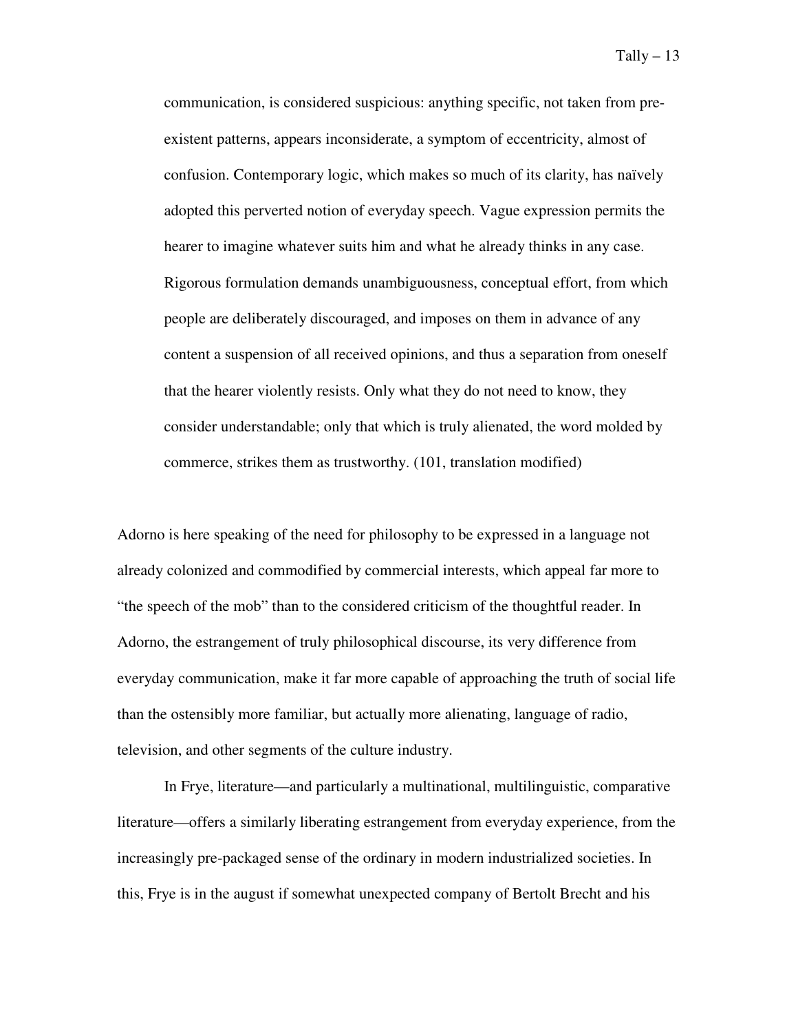> communication, is considered suspicious: anything specific, not taken from pre-existent patterns, appears inconsiderate, a symptom of eccentricity, almost of confusion. Contemporary logic, which makes so much of its clarity, has naïvely adopted this perverted notion of everyday speech. Vague expression permits the hearer to imagine whatever suits him and what he already thinks in any case. Rigorous formulation demands unambiguousness, conceptual effort, from which people are deliberately discouraged, and imposes on them in advance of any content a suspension of all received opinions, and thus a separation from oneself that the hearer violently resists. Only what they do not need to know, they consider understandable; only that which is truly alienated, the word molded by commerce, strikes them as trustworthy. (101, translation modified)

Adorno is here speaking of the need for philosophy to be expressed in a language not already colonized and commodified by commercial interests, which appeal far more to "the speech of the mob" than to the considered criticism of the thoughtful reader. In Adorno, the estrangement of truly philosophical discourse, its very difference from everyday communication, make it far more capable of approaching the truth of social life than the ostensibly more familiar, but actually more alienating, language of radio, television, and other segments of the culture industry.

In Frye, literature—and particularly a multinational, multilinguistic, comparative literature—offers a similarly liberating estrangement from everyday experience, from the increasingly pre-packaged sense of the ordinary in modern industrialized societies. In this, Frye is in the august if somewhat unexpected company of Bertolt Brecht and his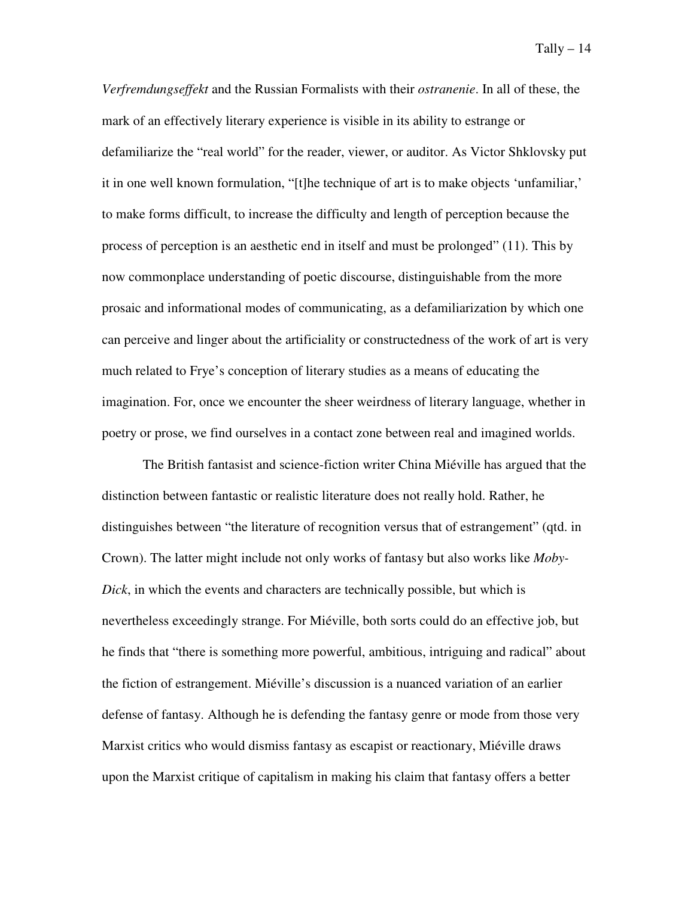*Verfremdungseffekt* and the Russian Formalists with their *ostranenie*. In all of these, the mark of an effectively literary experience is visible in its ability to estrange or defamiliarize the "real world" for the reader, viewer, or auditor. As Victor Shklovsky put it in one well known formulation, "[t]he technique of art is to make objects 'unfamiliar,' to make forms difficult, to increase the difficulty and length of perception because the process of perception is an aesthetic end in itself and must be prolonged" (11). This by now commonplace understanding of poetic discourse, distinguishable from the more prosaic and informational modes of communicating, as a defamiliarization by which one can perceive and linger about the artificiality or constructedness of the work of art is very much related to Frye's conception of literary studies as a means of educating the imagination. For, once we encounter the sheer weirdness of literary language, whether in poetry or prose, we find ourselves in a contact zone between real and imagined worlds.

The British fantasist and science-fiction writer China Miéville has argued that the distinction between fantastic or realistic literature does not really hold. Rather, he distinguishes between "the literature of recognition versus that of estrangement" (qtd. in Crown). The latter might include not only works of fantasy but also works like *Moby-Dick*, in which the events and characters are technically possible, but which is nevertheless exceedingly strange. For Miéville, both sorts could do an effective job, but he finds that "there is something more powerful, ambitious, intriguing and radical" about the fiction of estrangement. Miéville's discussion is a nuanced variation of an earlier defense of fantasy. Although he is defending the fantasy genre or mode from those very Marxist critics who would dismiss fantasy as escapist or reactionary, Miéville draws upon the Marxist critique of capitalism in making his claim that fantasy offers a better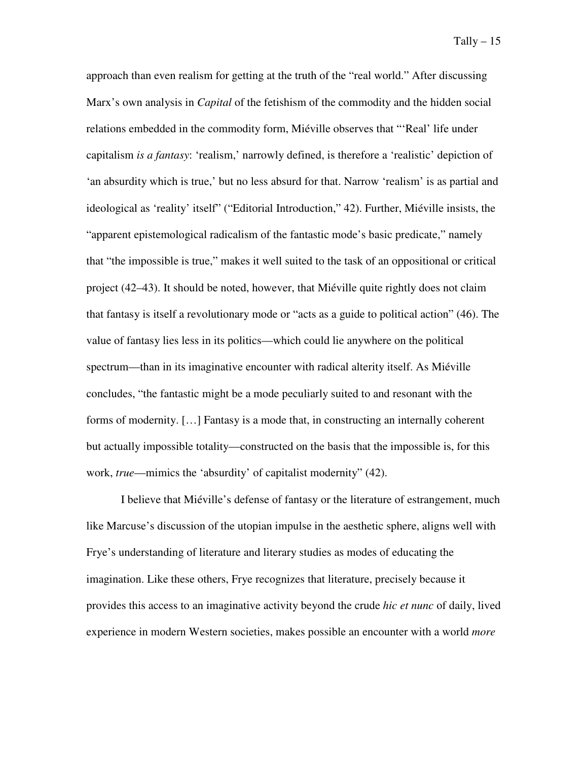approach than even realism for getting at the truth of the "real world." After discussing Marx's own analysis in *Capital* of the fetishism of the commodity and the hidden social relations embedded in the commodity form, Miéville observes that "'Real' life under capitalism *is a fantasy*: 'realism,' narrowly defined, is therefore a 'realistic' depiction of 'an absurdity which is true,' but no less absurd for that. Narrow 'realism' is as partial and ideological as 'reality' itself" ("Editorial Introduction," 42). Further, Miéville insists, the "apparent epistemological radicalism of the fantastic mode's basic predicate," namely that "the impossible is true," makes it well suited to the task of an oppositional or critical project (42–43). It should be noted, however, that Miéville quite rightly does not claim that fantasy is itself a revolutionary mode or "acts as a guide to political action" (46). The value of fantasy lies less in its politics—which could lie anywhere on the political spectrum—than in its imaginative encounter with radical alterity itself. As Miéville concludes, "the fantastic might be a mode peculiarly suited to and resonant with the forms of modernity. […] Fantasy is a mode that, in constructing an internally coherent but actually impossible totality—constructed on the basis that the impossible is, for this work, *true*—mimics the 'absurdity' of capitalist modernity" (42).

I believe that Miéville's defense of fantasy or the literature of estrangement, much like Marcuse's discussion of the utopian impulse in the aesthetic sphere, aligns well with Frye's understanding of literature and literary studies as modes of educating the imagination. Like these others, Frye recognizes that literature, precisely because it provides this access to an imaginative activity beyond the crude *hic et nunc* of daily, lived experience in modern Western societies, makes possible an encounter with a world *more*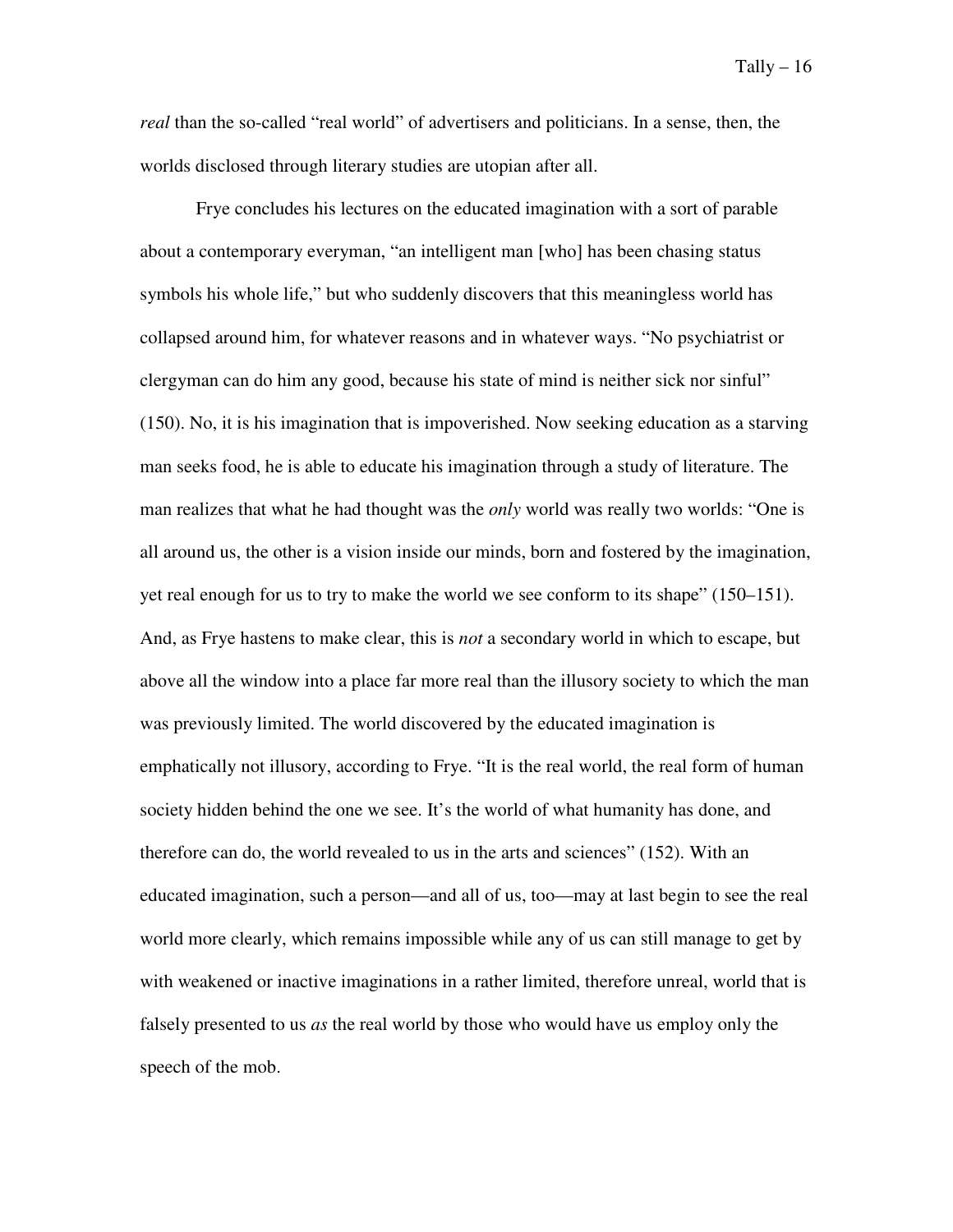*real* than the so-called "real world" of advertisers and politicians. In a sense, then, the worlds disclosed through literary studies are utopian after all.

Frye concludes his lectures on the educated imagination with a sort of parable about a contemporary everyman, "an intelligent man [who] has been chasing status symbols his whole life," but who suddenly discovers that this meaningless world has collapsed around him, for whatever reasons and in whatever ways. "No psychiatrist or clergyman can do him any good, because his state of mind is neither sick nor sinful" (150). No, it is his imagination that is impoverished. Now seeking education as a starving man seeks food, he is able to educate his imagination through a study of literature. The man realizes that what he had thought was the *only* world was really two worlds: "One is all around us, the other is a vision inside our minds, born and fostered by the imagination, yet real enough for us to try to make the world we see conform to its shape" (150–151). And, as Frye hastens to make clear, this is *not* a secondary world in which to escape, but above all the window into a place far more real than the illusory society to which the man was previously limited. The world discovered by the educated imagination is emphatically not illusory, according to Frye. "It is the real world, the real form of human society hidden behind the one we see. It's the world of what humanity has done, and therefore can do, the world revealed to us in the arts and sciences" (152). With an educated imagination, such a person—and all of us, too—may at last begin to see the real world more clearly, which remains impossible while any of us can still manage to get by with weakened or inactive imaginations in a rather limited, therefore unreal, world that is falsely presented to us *as* the real world by those who would have us employ only the speech of the mob.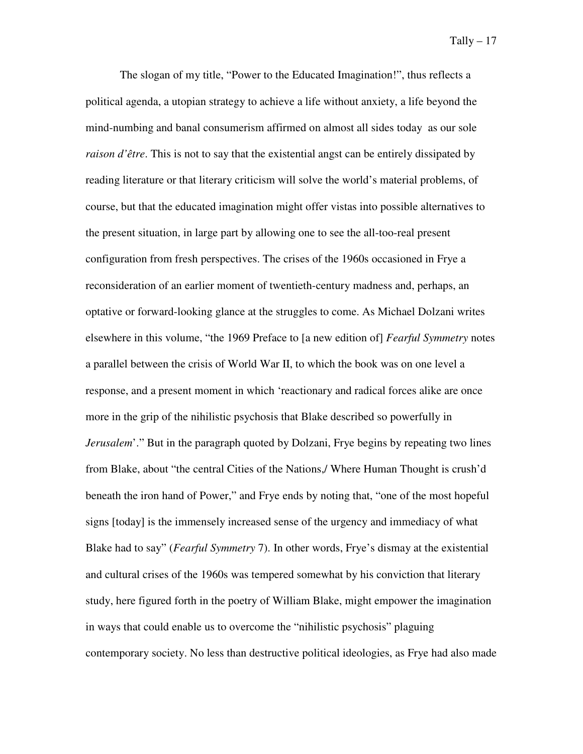The slogan of my title, "Power to the Educated Imagination!", thus reflects a political agenda, a utopian strategy to achieve a life without anxiety, a life beyond the mind-numbing and banal consumerism affirmed on almost all sides today as our sole *raison d'être*. This is not to say that the existential angst can be entirely dissipated by reading literature or that literary criticism will solve the world's material problems, of course, but that the educated imagination might offer vistas into possible alternatives to the present situation, in large part by allowing one to see the all-too-real present configuration from fresh perspectives. The crises of the 1960s occasioned in Frye a reconsideration of an earlier moment of twentieth-century madness and, perhaps, an optative or forward-looking glance at the struggles to come. As Michael Dolzani writes elsewhere in this volume, "the 1969 Preface to [a new edition of] *Fearful Symmetry* notes a parallel between the crisis of World War II, to which the book was on one level a response, and a present moment in which 'reactionary and radical forces alike are once more in the grip of the nihilistic psychosis that Blake described so powerfully in *Jerusalem*'." But in the paragraph quoted by Dolzani, Frye begins by repeating two lines from Blake, about "the central Cities of the Nations,/ Where Human Thought is crush'd beneath the iron hand of Power," and Frye ends by noting that, "one of the most hopeful signs [today] is the immensely increased sense of the urgency and immediacy of what Blake had to say" (*Fearful Symmetry* 7). In other words, Frye's dismay at the existential and cultural crises of the 1960s was tempered somewhat by his conviction that literary study, here figured forth in the poetry of William Blake, might empower the imagination in ways that could enable us to overcome the "nihilistic psychosis" plaguing contemporary society. No less than destructive political ideologies, as Frye had also made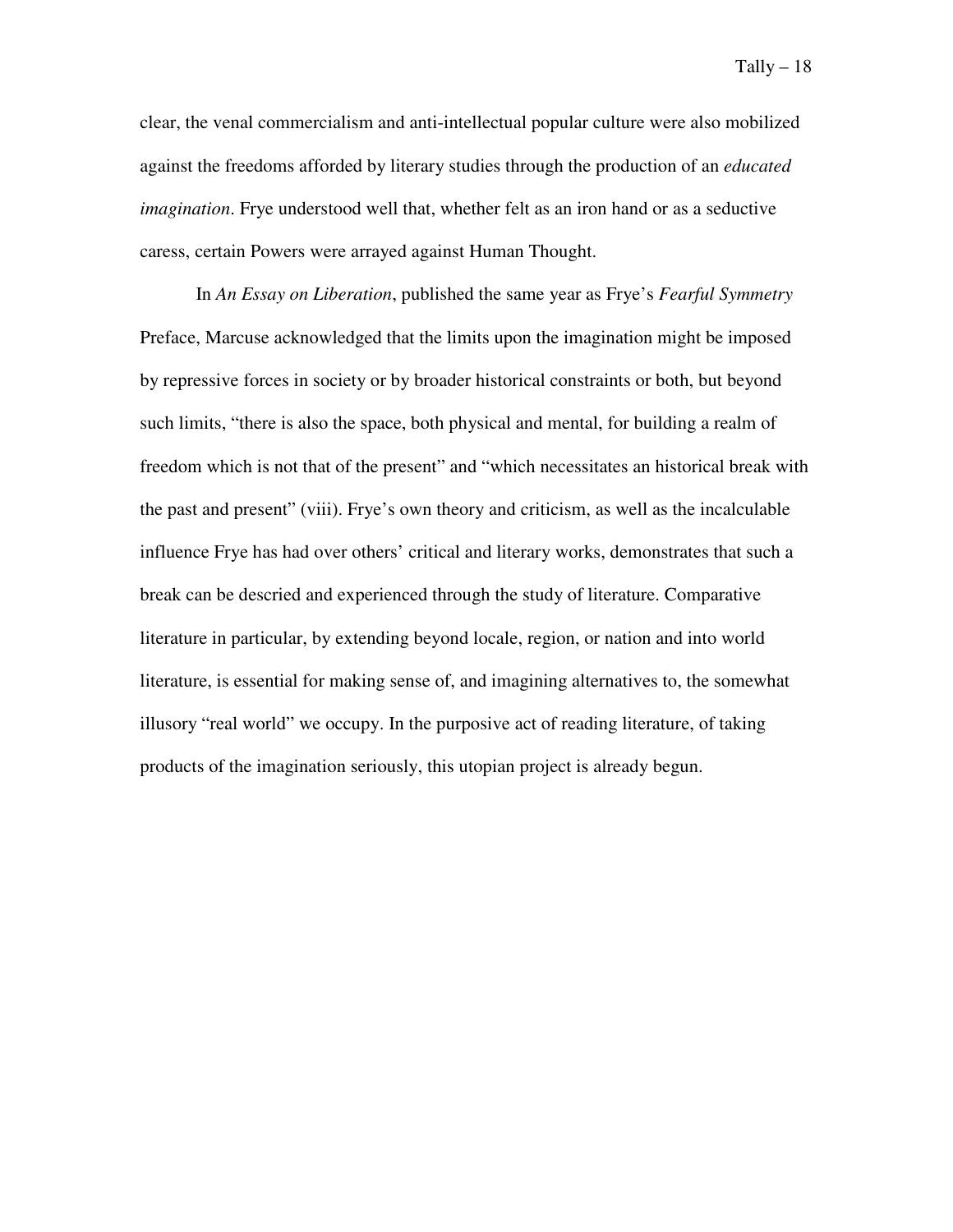clear, the venal commercialism and anti-intellectual popular culture were also mobilized against the freedoms afforded by literary studies through the production of an *educated imagination*. Frye understood well that, whether felt as an iron hand or as a seductive caress, certain Powers were arrayed against Human Thought.

In *An Essay on Liberation*, published the same year as Frye's *Fearful Symmetry* Preface, Marcuse acknowledged that the limits upon the imagination might be imposed by repressive forces in society or by broader historical constraints or both, but beyond such limits, "there is also the space, both physical and mental, for building a realm of freedom which is not that of the present" and "which necessitates an historical break with the past and present" (viii). Frye's own theory and criticism, as well as the incalculable influence Frye has had over others' critical and literary works, demonstrates that such a break can be descried and experienced through the study of literature. Comparative literature in particular, by extending beyond locale, region, or nation and into world literature, is essential for making sense of, and imagining alternatives to, the somewhat illusory "real world" we occupy. In the purposive act of reading literature, of taking products of the imagination seriously, this utopian project is already begun.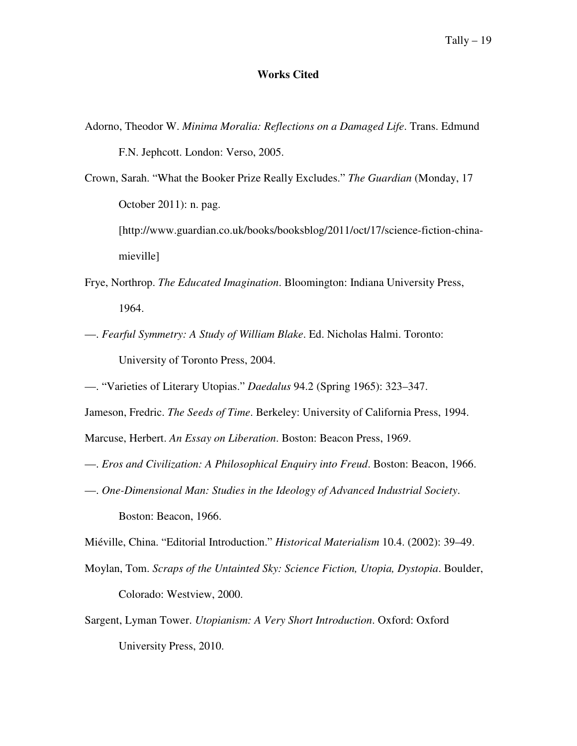## Works Cited

Adorno, Theodor W. *Minima Moralia: Reflections on a Damaged Life*. Trans. Edmund F.N. Jephcott. London: Verso, 2005.

Crown, Sarah. "What the Booker Prize Really Excludes." *The Guardian* (Monday, 17 October 2011): n. pag. [http://www.guardian.co.uk/books/booksblog/2011/oct/17/science-fiction-china-mieville]

Frye, Northrop. *The Educated Imagination*. Bloomington: Indiana University Press, 1964.

—. *Fearful Symmetry: A Study of William Blake*. Ed. Nicholas Halmi. Toronto: University of Toronto Press, 2004.

—. "Varieties of Literary Utopias." *Daedalus* 94.2 (Spring 1965): 323–347.

Jameson, Fredric. *The Seeds of Time*. Berkeley: University of California Press, 1994.

Marcuse, Herbert. *An Essay on Liberation*. Boston: Beacon Press, 1969.

—. *Eros and Civilization: A Philosophical Enquiry into Freud*. Boston: Beacon, 1966.

—. *One-Dimensional Man: Studies in the Ideology of Advanced Industrial Society*. Boston: Beacon, 1966.

Miéville, China. "Editorial Introduction." *Historical Materialism* 10.4. (2002): 39–49.

Moylan, Tom. *Scraps of the Untainted Sky: Science Fiction, Utopia, Dystopia*. Boulder, Colorado: Westview, 2000.

Sargent, Lyman Tower. *Utopianism: A Very Short Introduction*. Oxford: Oxford University Press, 2010.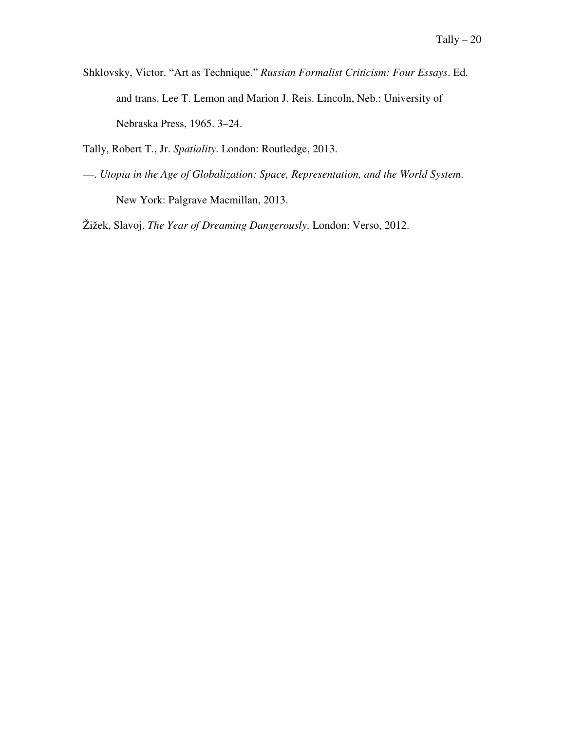Shklovsky, Victor. "Art as Technique." *Russian Formalist Criticism: Four Essays*. Ed. and trans. Lee T. Lemon and Marion J. Reis. Lincoln, Neb.: University of Nebraska Press, 1965. 3–24.

Tally, Robert T., Jr. *Spatiality*. London: Routledge, 2013.

—. *Utopia in the Age of Globalization: Space, Representation, and the World System*. New York: Palgrave Macmillan, 2013.

Žižek, Slavoj. *The Year of Dreaming Dangerously*. London: Verso, 2012.